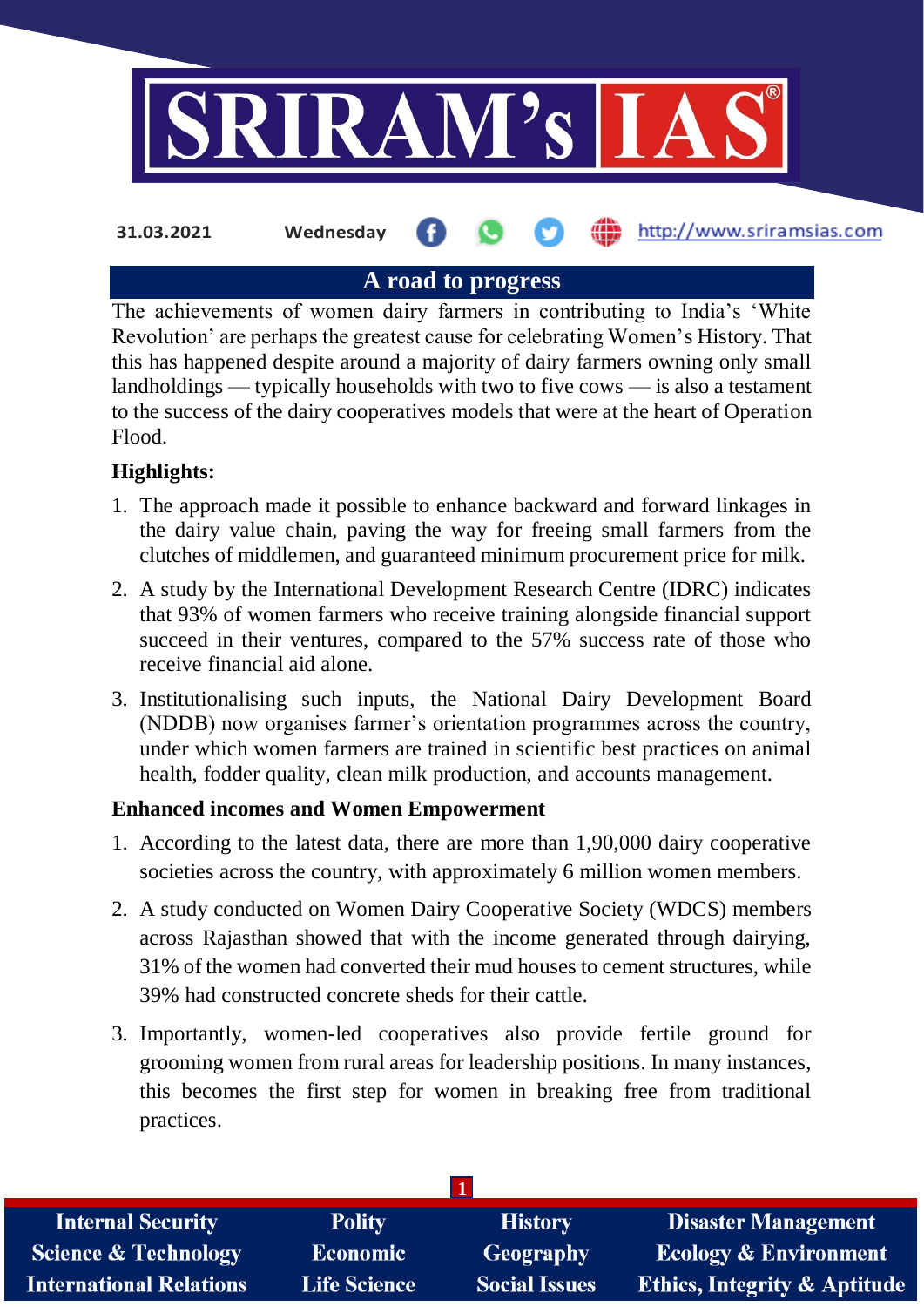31.03.2021 Wednesday http://www.sriramsias.com

# A road to progress

The achievements of women dairy farmers in contributing to India's 'White Revolution' are perhaps the greatest cause for celebrating Women's History. That this has happened despite around a majority of dairy farmers owning only small landholdings — typically households with two to five cows — is also a testament to the success of the dairy cooperatives models that were at the heart of Operation Flood.

**Highlights:**

1. The approach made it possible to enhance backward and forward linkages in the dairy value chain, paving the way for freeing small farmers from the clutches of middlemen, and guaranteed minimum procurement price for milk.
2. A study by the International Development Research Centre (IDRC) indicates that 93% of women farmers who receive training alongside financial support succeed in their ventures, compared to the 57% success rate of those who receive financial aid alone.
3. Institutionalising such inputs, the National Dairy Development Board (NDDB) now organises farmer's orientation programmes across the country, under which women farmers are trained in scientific best practices on animal health, fodder quality, clean milk production, and accounts management.

**Enhanced incomes and Women Empowerment**

1. According to the latest data, there are more than 1,90,000 dairy cooperative societies across the country, with approximately 6 million women members.
2. A study conducted on Women Dairy Cooperative Society (WDCS) members across Rajasthan showed that with the income generated through dairying, 31% of the women had converted their mud houses to cement structures, while 39% had constructed concrete sheds for their cattle.
3. Importantly, women-led cooperatives also provide fertile ground for grooming women from rural areas for leadership positions. In many instances, this becomes the first step for women in breaking free from traditional practices.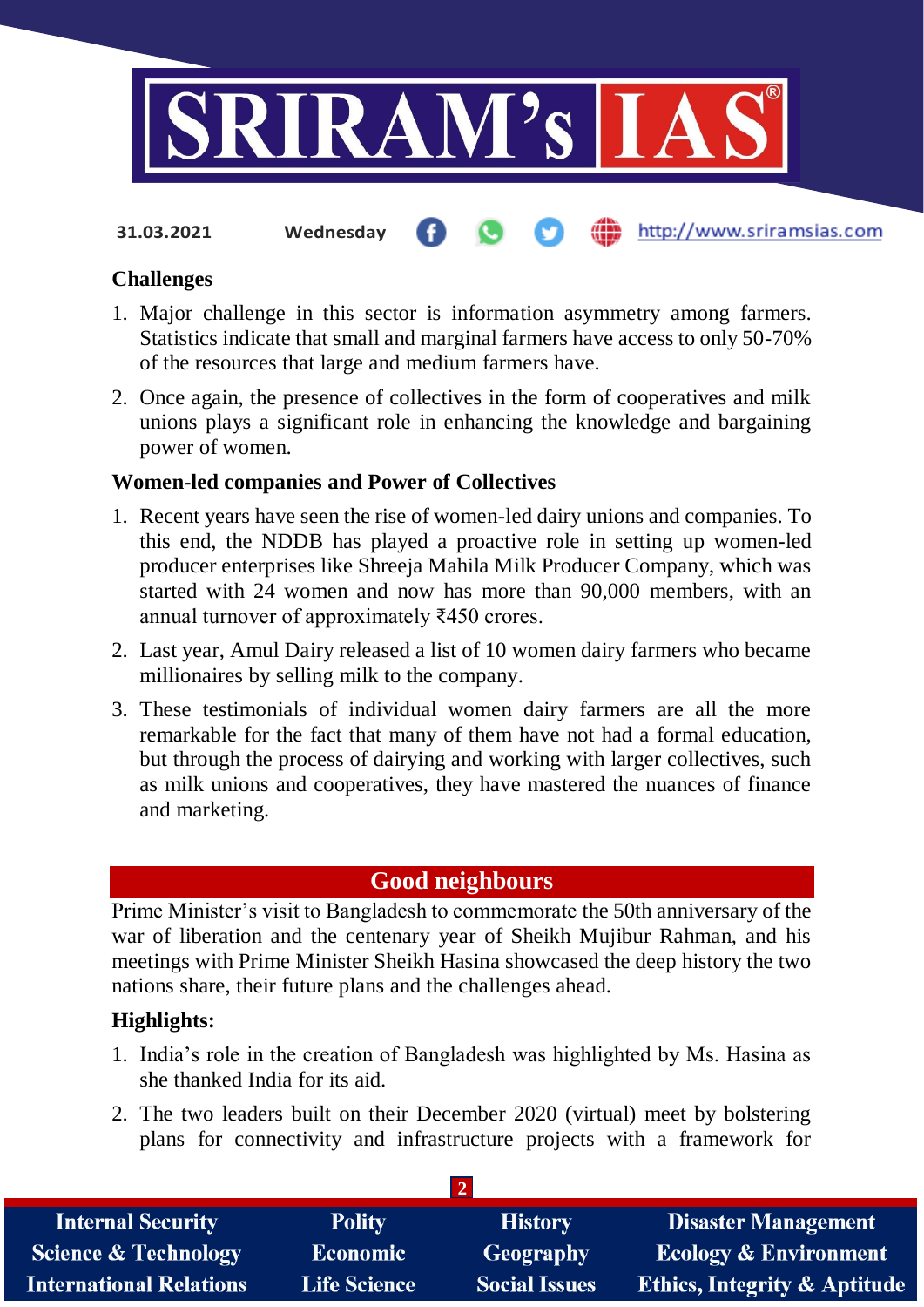**Challenges**

1. Major challenge in this sector is information asymmetry among farmers. Statistics indicate that small and marginal farmers have access to only 50-70% of the resources that large and medium farmers have.
2. Once again, the presence of collectives in the form of cooperatives and milk unions plays a significant role in enhancing the knowledge and bargaining power of women.

**Women-led companies and Power of Collectives**

1. Recent years have seen the rise of women-led dairy unions and companies. To this end, the NDDB has played a proactive role in setting up women-led producer enterprises like Shreeja Mahila Milk Producer Company, which was started with 24 women and now has more than 90,000 members, with an annual turnover of approximately ₹450 crores.
2. Last year, Amul Dairy released a list of 10 women dairy farmers who became millionaires by selling milk to the company.
3. These testimonials of individual women dairy farmers are all the more remarkable for the fact that many of them have not had a formal education, but through the process of dairying and working with larger collectives, such as milk unions and cooperatives, they have mastered the nuances of finance and marketing.

## Good neighbours

Prime Minister's visit to Bangladesh to commemorate the 50th anniversary of the war of liberation and the centenary year of Sheikh Mujibur Rahman, and his meetings with Prime Minister Sheikh Hasina showcased the deep history the two nations share, their future plans and the challenges ahead.

**Highlights:**

1. India's role in the creation of Bangladesh was highlighted by Ms. Hasina as she thanked India for its aid.
2. The two leaders built on their December 2020 (virtual) meet by bolstering plans for connectivity and infrastructure projects with a framework for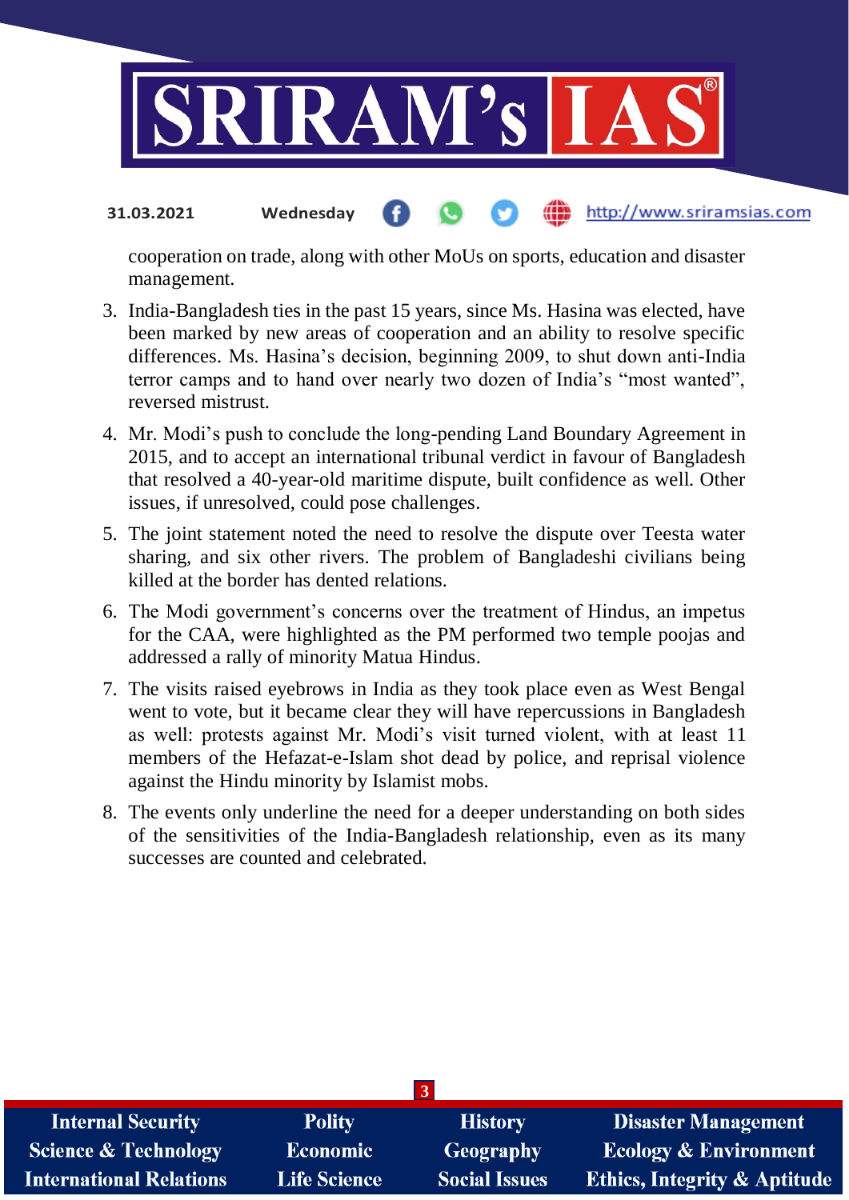cooperation on trade, along with other MoUs on sports, education and disaster management.

3. India-Bangladesh ties in the past 15 years, since Ms. Hasina was elected, have been marked by new areas of cooperation and an ability to resolve specific differences. Ms. Hasina's decision, beginning 2009, to shut down anti-India terror camps and to hand over nearly two dozen of India's "most wanted", reversed mistrust.
4. Mr. Modi's push to conclude the long-pending Land Boundary Agreement in 2015, and to accept an international tribunal verdict in favour of Bangladesh that resolved a 40-year-old maritime dispute, built confidence as well. Other issues, if unresolved, could pose challenges.
5. The joint statement noted the need to resolve the dispute over Teesta water sharing, and six other rivers. The problem of Bangladeshi civilians being killed at the border has dented relations.
6. The Modi government's concerns over the treatment of Hindus, an impetus for the CAA, were highlighted as the PM performed two temple poojas and addressed a rally of minority Matua Hindus.
7. The visits raised eyebrows in India as they took place even as West Bengal went to vote, but it became clear they will have repercussions in Bangladesh as well: protests against Mr. Modi's visit turned violent, with at least 11 members of the Hefazat-e-Islam shot dead by police, and reprisal violence against the Hindu minority by Islamist mobs.
8. The events only underline the need for a deeper understanding on both sides of the sensitivities of the India-Bangladesh relationship, even as its many successes are counted and celebrated.